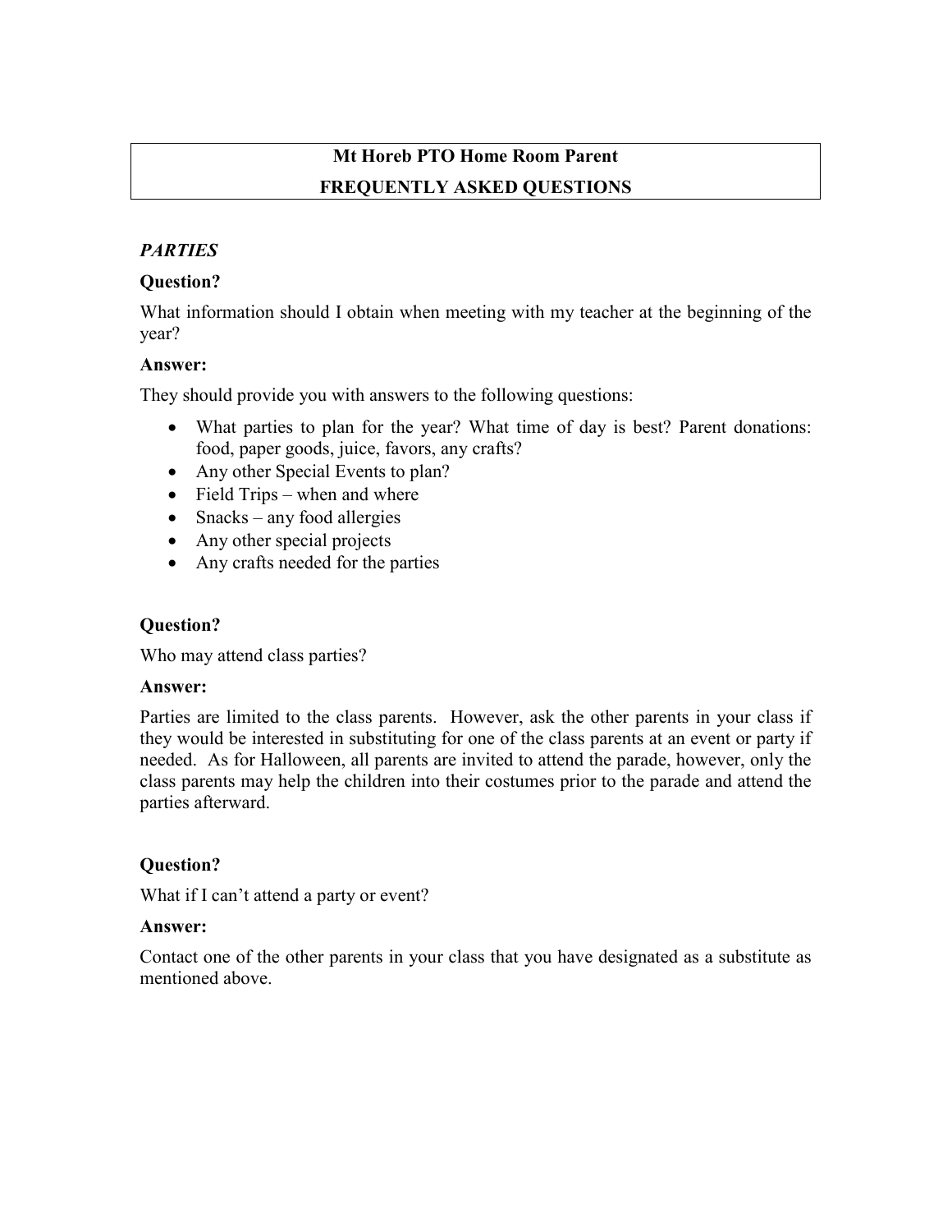# Mt Horeb PTO Home Room Parent
# FREQUENTLY ASKED QUESTIONS

## *PARTIES*

**Question?**

What information should I obtain when meeting with my teacher at the beginning of the year?

**Answer:**

They should provide you with answers to the following questions:

- What parties to plan for the year? What time of day is best? Parent donations: food, paper goods, juice, favors, any crafts?
- Any other Special Events to plan?
- Field Trips – when and where
- Snacks – any food allergies
- Any other special projects
- Any crafts needed for the parties

**Question?**

Who may attend class parties?

**Answer:**

Parties are limited to the class parents. However, ask the other parents in your class if they would be interested in substituting for one of the class parents at an event or party if needed. As for Halloween, all parents are invited to attend the parade, however, only the class parents may help the children into their costumes prior to the parade and attend the parties afterward.

**Question?**

What if I can't attend a party or event?

**Answer:**

Contact one of the other parents in your class that you have designated as a substitute as mentioned above.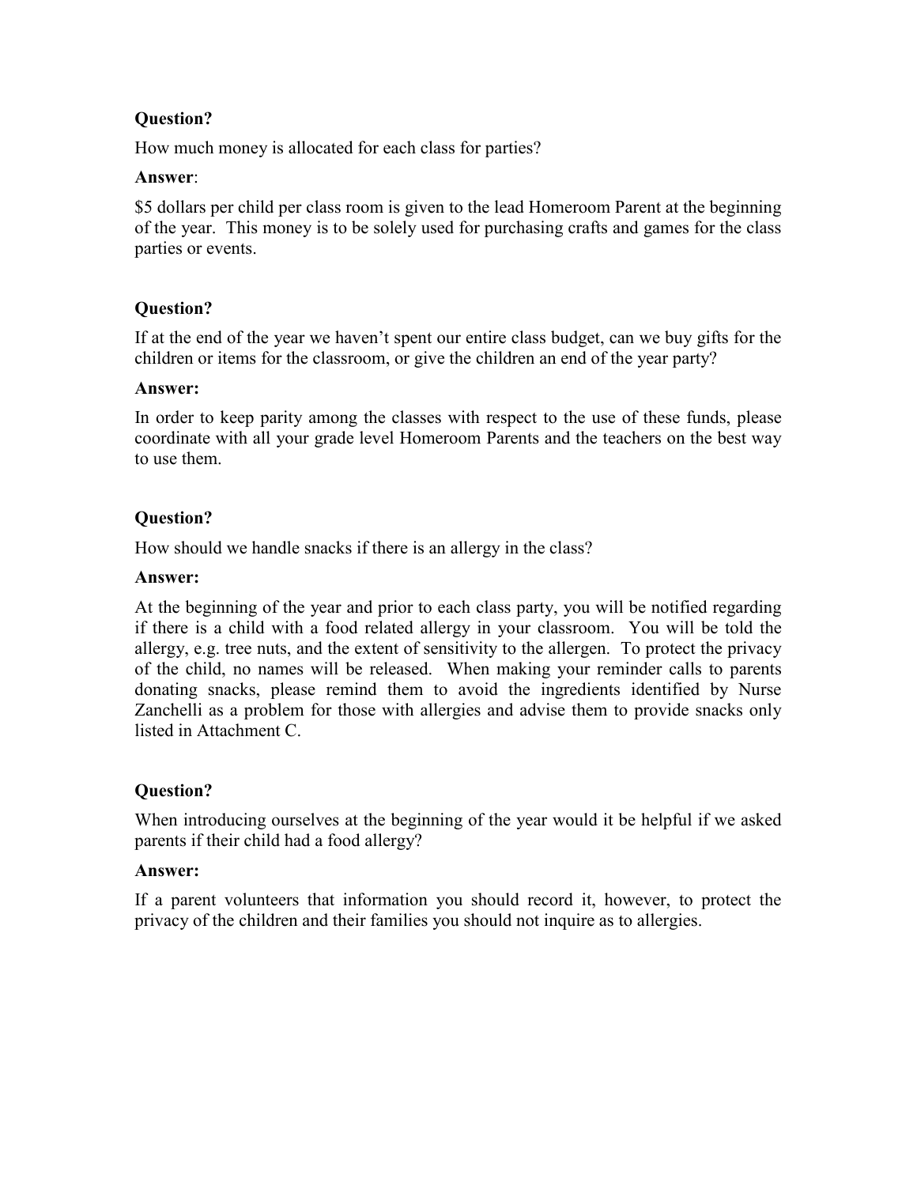**Question?**

How much money is allocated for each class for parties?

**Answer**:

$5 dollars per child per class room is given to the lead Homeroom Parent at the beginning of the year. This money is to be solely used for purchasing crafts and games for the class parties or events.

**Question?**

If at the end of the year we haven't spent our entire class budget, can we buy gifts for the children or items for the classroom, or give the children an end of the year party?

**Answer:**

In order to keep parity among the classes with respect to the use of these funds, please coordinate with all your grade level Homeroom Parents and the teachers on the best way to use them.

**Question?**

How should we handle snacks if there is an allergy in the class?

**Answer:**

At the beginning of the year and prior to each class party, you will be notified regarding if there is a child with a food related allergy in your classroom. You will be told the allergy, e.g. tree nuts, and the extent of sensitivity to the allergen. To protect the privacy of the child, no names will be released. When making your reminder calls to parents donating snacks, please remind them to avoid the ingredients identified by Nurse Zanchelli as a problem for those with allergies and advise them to provide snacks only listed in Attachment C.

**Question?**

When introducing ourselves at the beginning of the year would it be helpful if we asked parents if their child had a food allergy?

**Answer:**

If a parent volunteers that information you should record it, however, to protect the privacy of the children and their families you should not inquire as to allergies.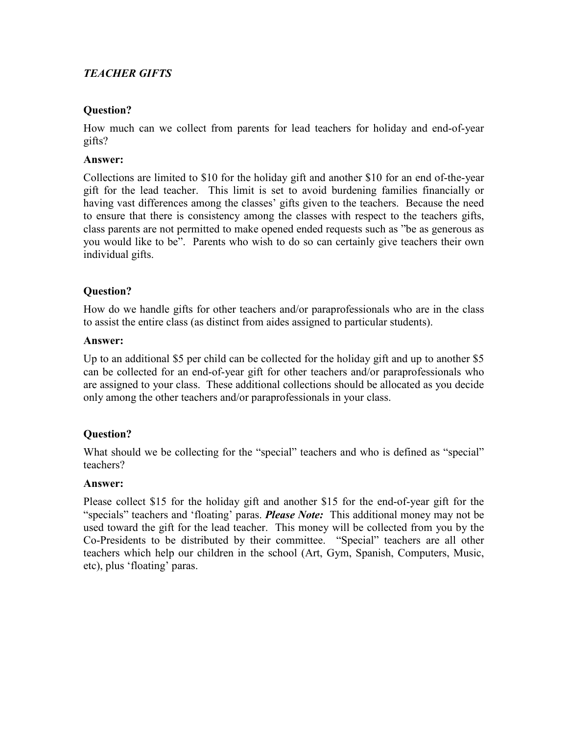## *TEACHER GIFTS*

**Question?**

How much can we collect from parents for lead teachers for holiday and end-of-year gifts?

**Answer:**

Collections are limited to $10 for the holiday gift and another $10 for an end of-the-year gift for the lead teacher. This limit is set to avoid burdening families financially or having vast differences among the classes' gifts given to the teachers. Because the need to ensure that there is consistency among the classes with respect to the teachers gifts, class parents are not permitted to make opened ended requests such as "be as generous as you would like to be". Parents who wish to do so can certainly give teachers their own individual gifts.

**Question?**

How do we handle gifts for other teachers and/or paraprofessionals who are in the class to assist the entire class (as distinct from aides assigned to particular students).

**Answer:**

Up to an additional $5 per child can be collected for the holiday gift and up to another $5 can be collected for an end-of-year gift for other teachers and/or paraprofessionals who are assigned to your class. These additional collections should be allocated as you decide only among the other teachers and/or paraprofessionals in your class.

**Question?**

What should we be collecting for the "special" teachers and who is defined as "special" teachers?

**Answer:**

Please collect $15 for the holiday gift and another $15 for the end-of-year gift for the "specials" teachers and 'floating' paras. ***Please Note:*** This additional money may not be used toward the gift for the lead teacher. This money will be collected from you by the Co-Presidents to be distributed by their committee. "Special" teachers are all other teachers which help our children in the school (Art, Gym, Spanish, Computers, Music, etc), plus 'floating' paras.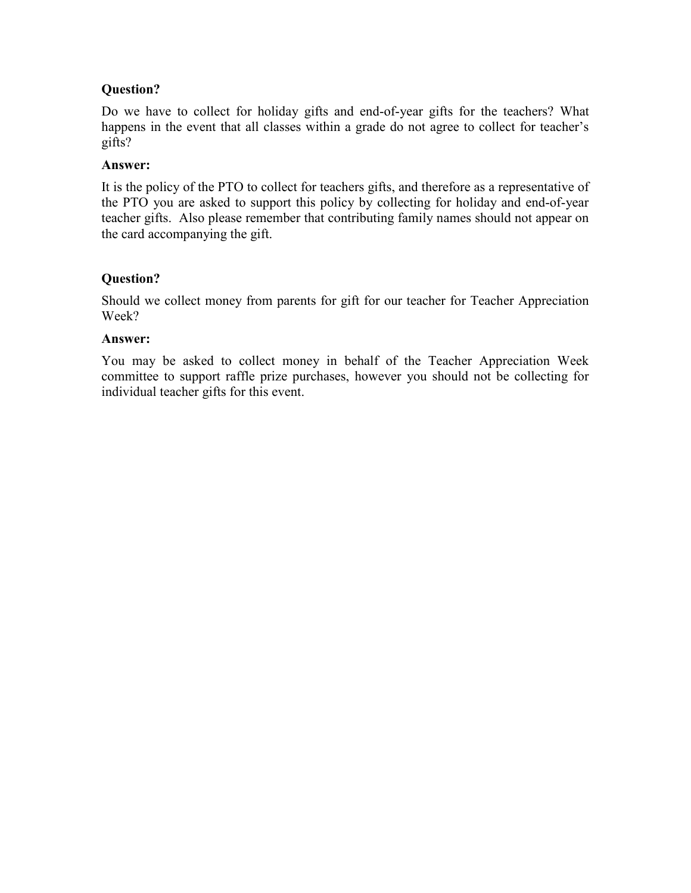**Question?**

Do we have to collect for holiday gifts and end-of-year gifts for the teachers? What happens in the event that all classes within a grade do not agree to collect for teacher's gifts?

**Answer:**

It is the policy of the PTO to collect for teachers gifts, and therefore as a representative of the PTO you are asked to support this policy by collecting for holiday and end-of-year teacher gifts. Also please remember that contributing family names should not appear on the card accompanying the gift.

**Question?**

Should we collect money from parents for gift for our teacher for Teacher Appreciation Week?

**Answer:**

You may be asked to collect money in behalf of the Teacher Appreciation Week committee to support raffle prize purchases, however you should not be collecting for individual teacher gifts for this event.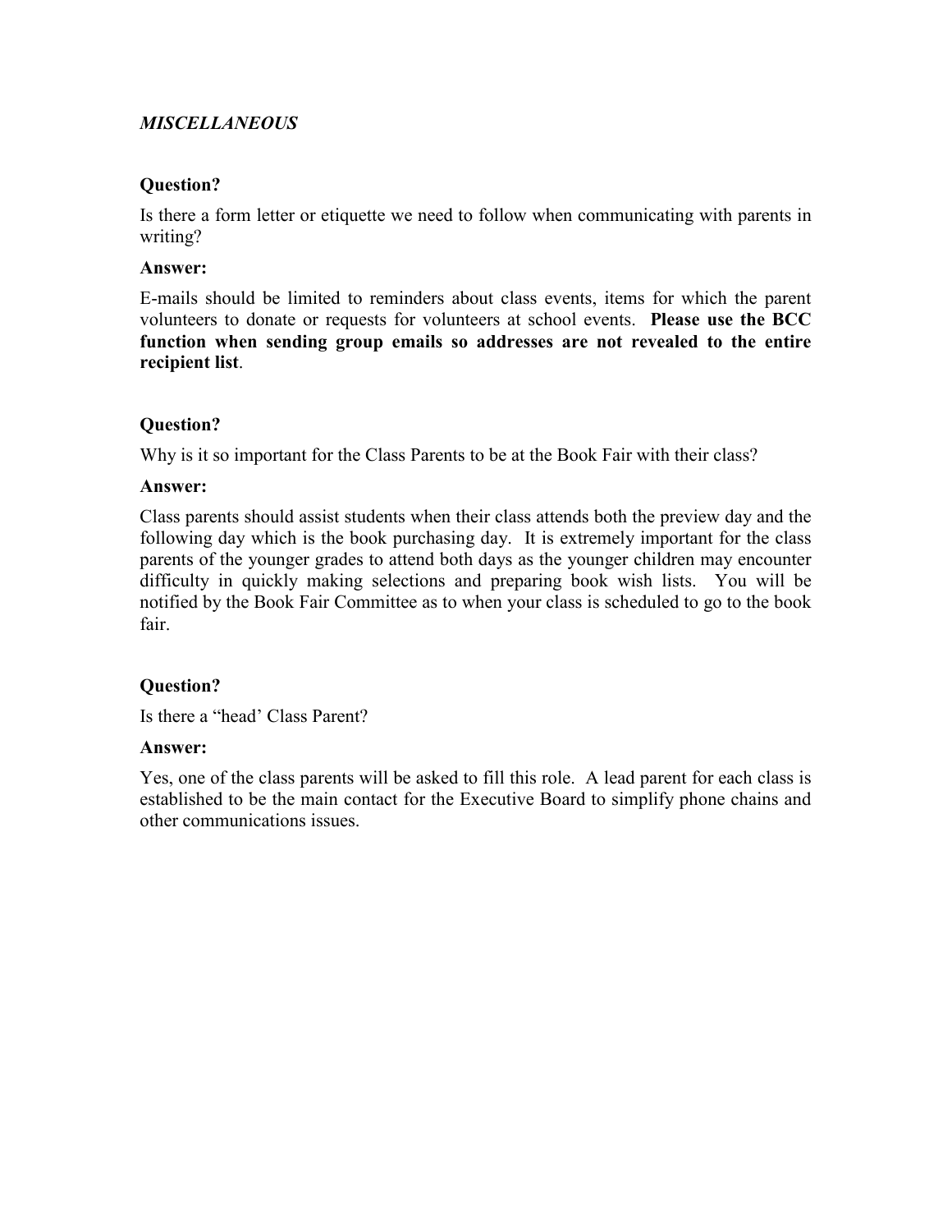***MISCELLANEOUS***

**Question?**

Is there a form letter or etiquette we need to follow when communicating with parents in writing?

**Answer:**

E-mails should be limited to reminders about class events, items for which the parent volunteers to donate or requests for volunteers at school events. **Please use the BCC function when sending group emails so addresses are not revealed to the entire recipient list**.

**Question?**

Why is it so important for the Class Parents to be at the Book Fair with their class?

**Answer:**

Class parents should assist students when their class attends both the preview day and the following day which is the book purchasing day. It is extremely important for the class parents of the younger grades to attend both days as the younger children may encounter difficulty in quickly making selections and preparing book wish lists. You will be notified by the Book Fair Committee as to when your class is scheduled to go to the book fair.

**Question?**

Is there a "head' Class Parent?

**Answer:**

Yes, one of the class parents will be asked to fill this role. A lead parent for each class is established to be the main contact for the Executive Board to simplify phone chains and other communications issues.